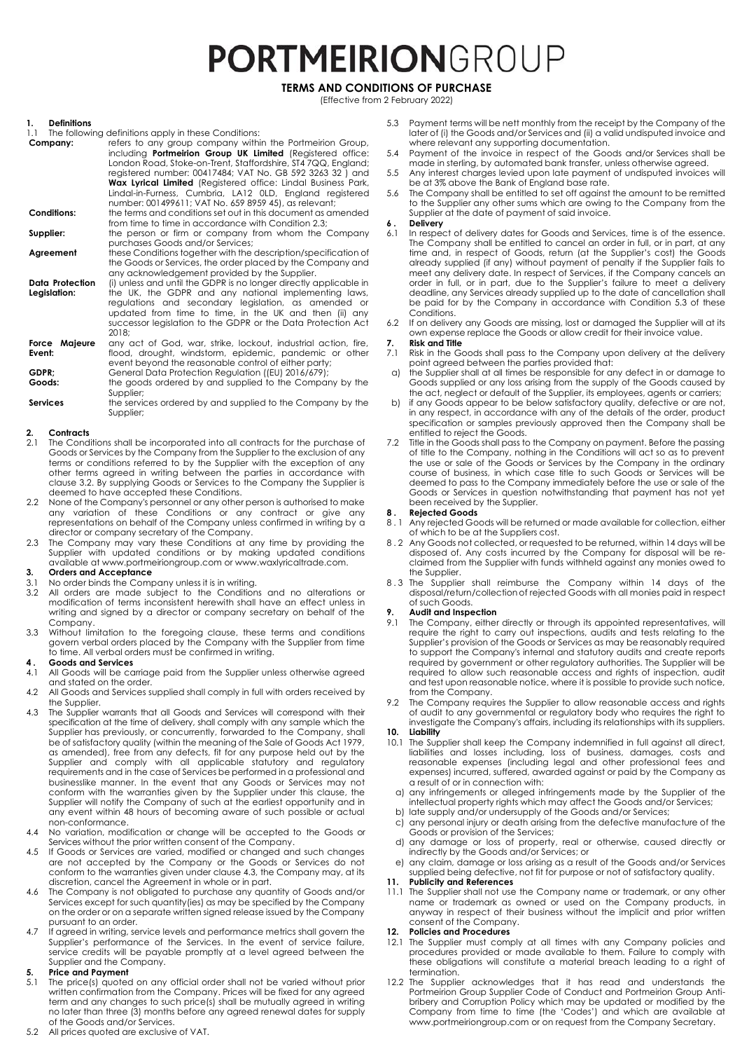# PORTMEIRIONGROUP

## TERMS AND CONDITIONS OF PURCHASE

(Effective from 2 February 2022)

### 1. Definitions

1.1 The following definitions apply in these Conditions:

| | |
|---|---|
| **Company:** | refers to any group company within the Portmeirion Group, including **Portmeirion Group UK Limited** (Registered office: London Road, Stoke-on-Trent, Staffordshire, ST4 7QQ, England; registered number: 00417484; VAT No. GB 592 3263 32 ) and **Wax Lyrical Limited** (Registered office: Lindal Business Park, Lindal-in-Furness, Cumbria, LA12 0LD, England registered number: 001499611; VAT No. 659 8959 45), as relevant; |
| **Conditions:** | the terms and conditions set out in this document as amended from time to time in accordance with Condition 2.3; |
| **Supplier:** | the person or firm or company from whom the Company purchases Goods and/or Services; |
| **Agreement** | these Conditions together with the description/specification of the Goods or Services, the order placed by the Company and any acknowledgement provided by the Supplier. |
| **Data Protection Legislation:** | (i) unless and until the GDPR is no longer directly applicable in the UK, the GDPR and any national implementing laws, regulations and secondary legislation, as amended or updated from time to time, in the UK and then (ii) any successor legislation to the GDPR or the Data Protection Act 2018; |
| **Force Majeure Event:** | any act of God, war, strike, lockout, industrial action, fire, flood, drought, windstorm, epidemic, pandemic or other event beyond the reasonable control of either party; |
| **GDPR;** | General Data Protection Regulation ((EU) 2016/679); |
| **Goods:** | the goods ordered by and supplied to the Company by the Supplier; |
| **Services** | the services ordered by and supplied to the Company by the Supplier; |

### 2. Contracts

2.1 The Conditions shall be incorporated into all contracts for the purchase of Goods or Services by the Company from the Supplier to the exclusion of any terms or conditions referred to by the Supplier with the exception of any other terms agreed in writing between the parties in accordance with clause 3.2. By supplying Goods or Services to the Company the Supplier is deemed to have accepted these Conditions.

2.2 None of the Company's personnel or any other person is authorised to make any variation of these Conditions or any contract or give any representations on behalf of the Company unless confirmed in writing by a director or company secretary of the Company.

2.3 The Company may vary these Conditions at any time by providing the Supplier with updated conditions or by making updated conditions available at www.portmeiriongroup.com or www.waxlyricaltrade.com.

### 3. Orders and Acceptance

3.1 No order binds the Company unless it is in writing.

3.2 All orders are made subject to the Conditions and no alterations or modification of terms inconsistent herewith shall have an effect unless in writing and signed by a director or company secretary on behalf of the Company.

3.3 Without limitation to the foregoing clause, these terms and conditions govern verbal orders placed by the Company with the Supplier from time to time. All verbal orders must be confirmed in writing.

### 4. Goods and Services

4.1 All Goods will be carriage paid from the Supplier unless otherwise agreed and stated on the order.

4.2 All Goods and Services supplied shall comply in full with orders received by the Supplier.

4.3 The Supplier warrants that all Goods and Services will correspond with their specification at the time of delivery, shall comply with any sample which the Supplier has previously, or concurrently, forwarded to the Company, shall be of satisfactory quality (within the meaning of the Sale of Goods Act 1979, as amended), free from any defects, fit for any purpose held out by the Supplier and comply with all applicable statutory and regulatory requirements and in the case of Services be performed in a professional and businesslike manner. In the event that any Goods or Services may not conform with the warranties given by the Supplier under this clause, the Supplier will notify the Company of such at the earliest opportunity and in any event within 48 hours of becoming aware of such possible or actual non-conformance.

4.4 No variation, modification or change will be accepted to the Goods or Services without the prior written consent of the Company.

4.5 If Goods or Services are varied, modified or changed and such changes are not accepted by the Company or the Goods or Services do not conform to the warranties given under clause 4.3, the Company may, at its discretion, cancel the Agreement in whole or in part.

4.6 The Company is not obligated to purchase any quantity of Goods and/or Services except for such quantity(ies) as may be specified by the Company on the order or on a separate written signed release issued by the Company pursuant to an order.

4.7 If agreed in writing, service levels and performance metrics shall govern the Supplier's performance of the Services. In the event of service failure, service credits will be payable promptly at a level agreed between the Supplier and the Company.

### 5. Price and Payment

5.1 The price(s) quoted on any official order shall not be varied without prior written confirmation from the Company. Prices will be fixed for any agreed term and any changes to such price(s) shall be mutually agreed in writing no later than three (3) months before any agreed renewal dates for supply of the Goods and/or Services.

5.2 All prices quoted are exclusive of VAT.

5.3 Payment terms will be nett monthly from the receipt by the Company of the later of (i) the Goods and/or Services and (ii) a valid undisputed invoice and where relevant any supporting documentation.

5.4 Payment of the invoice in respect of the Goods and/or Services shall be made in sterling, by automated bank transfer, unless otherwise agreed.

5.5 Any interest charges levied upon late payment of undisputed invoices will be at 3% above the Bank of England base rate.

5.6 The Company shall be entitled to set off against the amount to be remitted to the Supplier any other sums which are owing to the Company from the Supplier at the date of payment of said invoice.

### 6. Delivery

6.1 In respect of delivery dates for Goods and Services, time is of the essence. The Company shall be entitled to cancel an order in full, or in part, at any time and, in respect of Goods, return (at the Supplier's cost) the Goods already supplied (if any) without payment of penalty if the Supplier fails to meet any delivery date. In respect of Services, if the Company cancels an order in full, or in part, due to the Supplier's failure to meet a delivery deadline, any Services already supplied up to the date of cancellation shall be paid for by the Company in accordance with Condition 5.3 of these Conditions.

6.2 If on delivery any Goods are missing, lost or damaged the Supplier will at its own expense replace the Goods or allow credit for their invoice value.

### 7. Risk and Title

7.1 Risk in the Goods shall pass to the Company upon delivery at the delivery point agreed between the parties provided that:

a) the Supplier shall at all times be responsible for any defect in or damage to Goods supplied or any loss arising from the supply of the Goods caused by the act, neglect or default of the Supplier, its employees, agents or carriers;

b) if any Goods appear to be below satisfactory quality, defective or are not, in any respect, in accordance with any of the details of the order, product specification or samples previously approved then the Company shall be entitled to reject the Goods.

7.2 Title in the Goods shall pass to the Company on payment. Before the passing of title to the Company, nothing in the Conditions will act so as to prevent the use or sale of the Goods or Services by the Company in the ordinary course of business, in which case title to such Goods or Services will be deemed to pass to the Company immediately before the use or sale of the Goods or Services in question notwithstanding that payment has not yet been received by the Supplier.

### 8. Rejected Goods

8.1 Any rejected Goods will be returned or made available for collection, either of which to be at the Suppliers cost.

8.2 Any Goods not collected, or requested to be returned, within 14 days will be disposed of. Any costs incurred by the Company for disposal will be re-claimed from the Supplier with funds withheld against any monies owed to the Supplier.

8.3 The Supplier shall reimburse the Company within 14 days of the disposal/return/collection of rejected Goods with all monies paid in respect of such Goods.

### 9. Audit and Inspection

9.1 The Company, either directly or through its appointed representatives, will require the right to carry out inspections, audits and tests relating to the Supplier's provision of the Goods or Services as may be reasonably required to support the Company's internal and statutory audits and create reports required by government or other regulatory authorities. The Supplier will be required to allow such reasonable access and rights of inspection, audit and test upon reasonable notice, where it is possible to provide such notice, from the Company.

9.2 The Company requires the Supplier to allow reasonable access and rights of audit to any governmental or regulatory body who requires the right to investigate the Company's affairs, including its relationships with its suppliers.

### 10. Liability

10.1 The Supplier shall keep the Company indemnified in full against all direct, liabilities and losses including, loss of business, damages, costs and reasonable expenses (including legal and other professional fees and expenses) incurred, suffered, awarded against or paid by the Company as a result of or in connection with:

a) any infringements or alleged infringements made by the Supplier of the intellectual property rights which may affect the Goods and/or Services;

b) late supply and/or undersupply of the Goods and/or Services;

c) any personal injury or death arising from the defective manufacture of the Goods or provision of the Services;

d) any damage or loss of property, real or otherwise, caused directly or indirectly by the Goods and/or Services; or

e) any claim, damage or loss arising as a result of the Goods and/or Services supplied being defective, not fit for purpose or not of satisfactory quality.

### 11. Publicity and References

11.1 The Supplier shall not use the Company name or trademark, or any other name or trademark as owned or used on the Company products, in anyway in respect of their business without the implicit and prior written consent of the Company.

### 12. Policies and Procedures

12.1 The Supplier must comply at all times with any Company policies and procedures provided or made available to them. Failure to comply with these obligations will constitute a material breach leading to a right of termination.

12.2 The Supplier acknowledges that it has read and understands the Portmeirion Group Supplier Code of Conduct and Portmeirion Group Anti-bribery and Corruption Policy which may be updated or modified by the Company from time to time (the 'Codes') and which are available at www.portmeiriongroup.com or on request from the Company Secretary.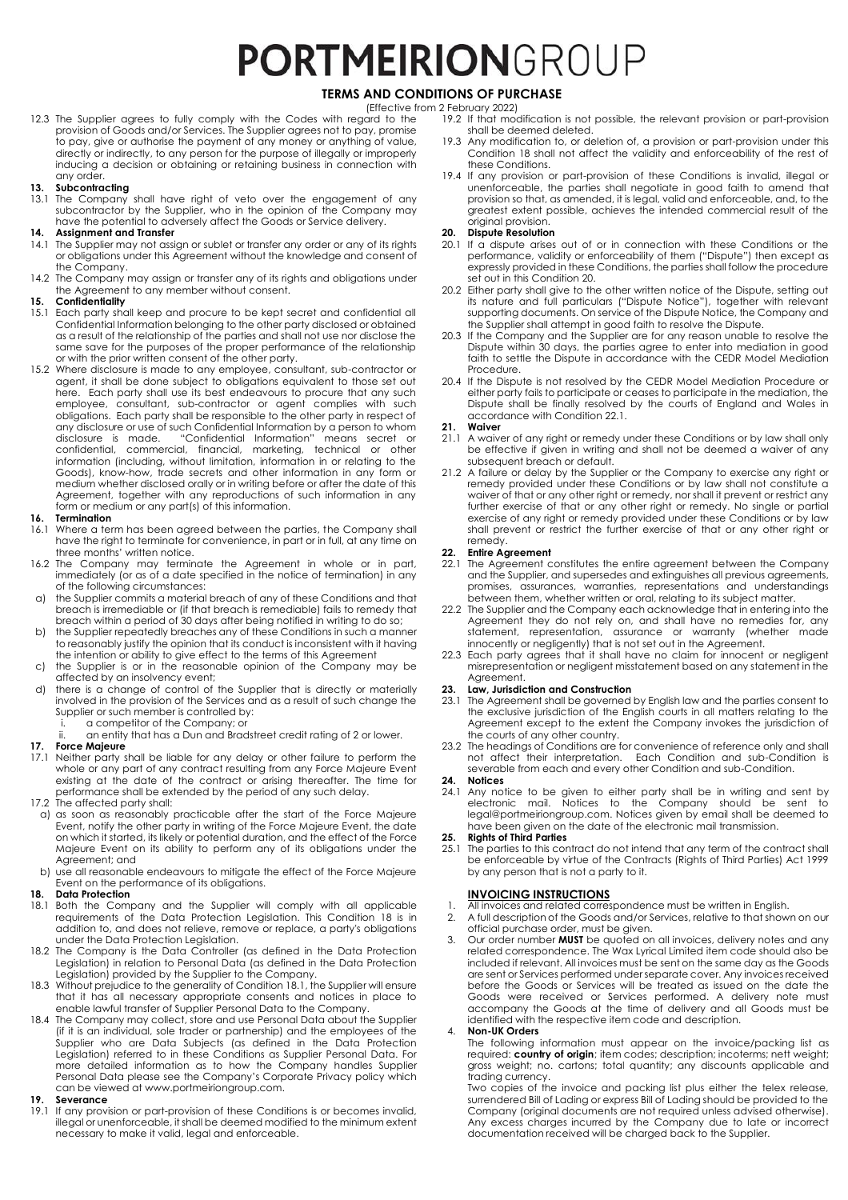# PORTMEIRIONGROUP

## TERMS AND CONDITIONS OF PURCHASE

(Effective from 2 February 2022)

12.3 The Supplier agrees to fully comply with the Codes with regard to the provision of Goods and/or Services. The Supplier agrees not to pay, promise to pay, give or authorise the payment of any money or anything of value, directly or indirectly, to any person for the purpose of illegally or improperly inducing a decision or obtaining or retaining business in connection with any order.

**13. Subcontracting**

13.1 The Company shall have right of veto over the engagement of any subcontractor by the Supplier, who in the opinion of the Company may have the potential to adversely affect the Goods or Service delivery.

**14. Assignment and Transfer**

14.1 The Supplier may not assign or sublet or transfer any order or any of its rights or obligations under this Agreement without the knowledge and consent of the Company.

14.2 The Company may assign or transfer any of its rights and obligations under the Agreement to any member without consent.

**15. Confidentiality**

15.1 Each party shall keep and procure to be kept secret and confidential all Confidential Information belonging to the other party disclosed or obtained as a result of the relationship of the parties and shall not use nor disclose the same save for the purposes of the proper performance of the relationship or with the prior written consent of the other party.

15.2 Where disclosure is made to any employee, consultant, sub-contractor or agent, it shall be done subject to obligations equivalent to those set out here. Each party shall use its best endeavours to procure that any such employee, consultant, sub-contractor or agent complies with such obligations. Each party shall be responsible to the other party in respect of any disclosure or use of such Confidential Information by a person to whom disclosure is made. "Confidential Information" means secret or confidential, commercial, financial, marketing, technical or other information (including, without limitation, information in or relating to the Goods), know-how, trade secrets and other information in any form or medium whether disclosed orally or in writing before or after the date of this Agreement, together with any reproductions of such information in any form or medium or any part(s) of this information.

**16. Termination**

16.1 Where a term has been agreed between the parties, the Company shall have the right to terminate for convenience, in part or in full, at any time on three months' written notice.

16.2 The Company may terminate the Agreement in whole or in part, immediately (or as of a date specified in the notice of termination) in any of the following circumstances:

a) the Supplier commits a material breach of any of these Conditions and that breach is irremediable or (if that breach is remediable) fails to remedy that breach within a period of 30 days after being notified in writing to do so;

b) the Supplier repeatedly breaches any of these Conditions in such a manner to reasonably justify the opinion that its conduct is inconsistent with it having the intention or ability to give effect to the terms of this Agreement

c) the Supplier is or in the reasonable opinion of the Company may be affected by an insolvency event;

d) there is a change of control of the Supplier that is directly or materially involved in the provision of the Services and as a result of such change the Supplier or such member is controlled by:

i. a competitor of the Company; or

ii. an entity that has a Dun and Bradstreet credit rating of 2 or lower.

**17. Force Majeure**

17.1 Neither party shall be liable for any delay or other failure to perform the whole or any part of any contract resulting from any Force Majeure Event existing at the date of the contract or arising thereafter. The time for performance shall be extended by the period of any such delay.

17.2 The affected party shall:

a) as soon as reasonably practicable after the start of the Force Majeure Event, notify the other party in writing of the Force Majeure Event, the date on which it started, its likely or potential duration, and the effect of the Force Majeure Event on its ability to perform any of its obligations under the Agreement; and

b) use all reasonable endeavours to mitigate the effect of the Force Majeure Event on the performance of its obligations.

**18. Data Protection**

18.1 Both the Company and the Supplier will comply with all applicable requirements of the Data Protection Legislation. This Condition 18 is in addition to, and does not relieve, remove or replace, a party's obligations under the Data Protection Legislation.

18.2 The Company is the Data Controller (as defined in the Data Protection Legislation) in relation to Personal Data (as defined in the Data Protection Legislation) provided by the Supplier to the Company.

18.3 Without prejudice to the generality of Condition 18.1, the Supplier will ensure that it has all necessary appropriate consents and notices in place to enable lawful transfer of Supplier Personal Data to the Company.

18.4 The Company may collect, store and use Personal Data about the Supplier (if it is an individual, sole trader or partnership) and the employees of the Supplier who are Data Subjects (as defined in the Data Protection Legislation) referred to in these Conditions as Supplier Personal Data. For more detailed information as to how the Company handles Supplier Personal Data please see the Company's Corporate Privacy policy which can be viewed at www.portmeiriongroup.com.

**19. Severance**

19.1 If any provision or part-provision of these Conditions is or becomes invalid, illegal or unenforceable, it shall be deemed modified to the minimum extent necessary to make it valid, legal and enforceable.

19.2 If that modification is not possible, the relevant provision or part-provision shall be deemed deleted.

19.3 Any modification to, or deletion of, a provision or part-provision under this Condition 18 shall not affect the validity and enforceability of the rest of these Conditions.

19.4 If any provision or part-provision of these Conditions is invalid, illegal or unenforceable, the parties shall negotiate in good faith to amend that provision so that, as amended, it is legal, valid and enforceable, and, to the greatest extent possible, achieves the intended commercial result of the original provision.

**20. Dispute Resolution**

20.1 If a dispute arises out of or in connection with these Conditions or the performance, validity or enforceability of them ("Dispute") then except as expressly provided in these Conditions, the parties shall follow the procedure set out in this Condition 20.

20.2 Either party shall give to the other written notice of the Dispute, setting out its nature and full particulars ("Dispute Notice"), together with relevant supporting documents. On service of the Dispute Notice, the Company and the Supplier shall attempt in good faith to resolve the Dispute.

20.3 If the Company and the Supplier are for any reason unable to resolve the Dispute within 30 days, the parties agree to enter into mediation in good faith to settle the Dispute in accordance with the CEDR Model Mediation Procedure.

20.4 If the Dispute is not resolved by the CEDR Model Mediation Procedure or either party fails to participate or ceases to participate in the mediation, the Dispute shall be finally resolved by the courts of England and Wales in accordance with Condition 22.1.

**21. Waiver**

21.1 A waiver of any right or remedy under these Conditions or by law shall only be effective if given in writing and shall not be deemed a waiver of any subsequent breach or default.

21.2 A failure or delay by the Supplier or the Company to exercise any right or remedy provided under these Conditions or by law shall not constitute a waiver of that or any other right or remedy, nor shall it prevent or restrict any further exercise of that or any other right or remedy. No single or partial exercise of any right or remedy provided under these Conditions or by law shall prevent or restrict the further exercise of that or any other right or remedy.

**22. Entire Agreement**

22.1 The Agreement constitutes the entire agreement between the Company and the Supplier, and supersedes and extinguishes all previous agreements, promises, assurances, warranties, representations and understandings between them, whether written or oral, relating to its subject matter.

22.2 The Supplier and the Company each acknowledge that in entering into the Agreement they do not rely on, and shall have no remedies for, any statement, representation, assurance or warranty (whether made innocently or negligently) that is not set out in the Agreement.

22.3 Each party agrees that it shall have no claim for innocent or negligent misrepresentation or negligent misstatement based on any statement in the Agreement.

**23. Law, Jurisdiction and Construction**

23.1 The Agreement shall be governed by English law and the parties consent to the exclusive jurisdiction of the English courts in all matters relating to the Agreement except to the extent the Company invokes the jurisdiction of the courts of any other country.

23.2 The headings of Conditions are for convenience of reference only and shall not affect their interpretation. Each Condition and sub-Condition is severable from each and every other Condition and sub-Condition.

**24. Notices**

24.1 Any notice to be given to either party shall be in writing and sent by electronic mail. Notices to the Company should be sent to legal@portmeiriongroup.com. Notices given by email shall be deemed to have been given on the date of the electronic mail transmission.

**25. Rights of Third Parties**

25.1 The parties to this contract do not intend that any term of the contract shall be enforceable by virtue of the Contracts (Rights of Third Parties) Act 1999 by any person that is not a party to it.

## INVOICING INSTRUCTIONS

1. All invoices and related correspondence must be written in English.
2. A full description of the Goods and/or Services, relative to that shown on our official purchase order, must be given.
3. Our order number **MUST** be quoted on all invoices, delivery notes and any related correspondence. The Wax Lyrical Limited item code should also be included if relevant. All invoices must be sent on the same day as the Goods are sent or Services performed under separate cover. Any invoices received before the Goods or Services will be treated as issued on the date the Goods were received or Services performed. A delivery note must accompany the Goods at the time of delivery and all Goods must be identified with the respective item code and description.
4. **Non-UK Orders**

   The following information must appear on the invoice/packing list as required: **country of origin**; item codes; description; incoterms; nett weight; gross weight; no. cartons; total quantity; any discounts applicable and trading currency.

   Two copies of the invoice and packing list plus either the telex release, surrendered Bill of Lading or express Bill of Lading should be provided to the Company (original documents are not required unless advised otherwise). Any excess charges incurred by the Company due to late or incorrect documentation received will be charged back to the Supplier.